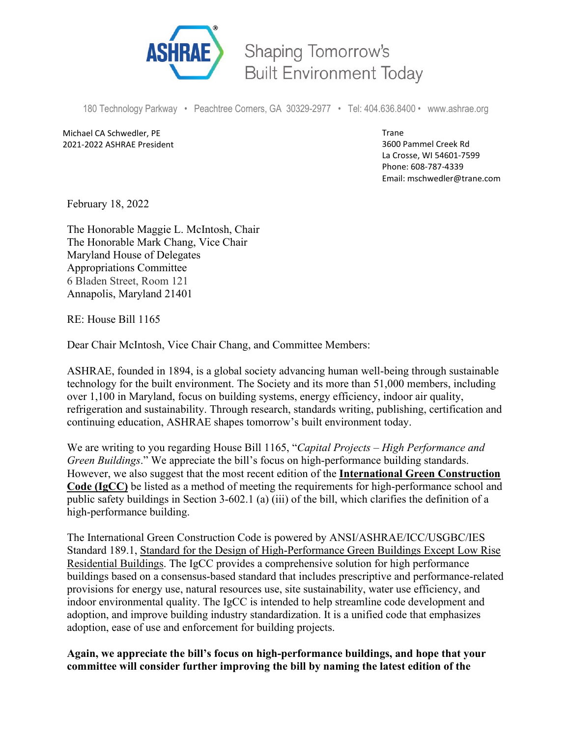**ASHRAE** Shaping Tomorrow's Built Environment Today

180 Technology Parkway • Peachtree Corners, GA 30329-2977 • Tel: 404.636.8400 • www.ashrae.org

Michael CA Schwedler, PE
2021-2022 ASHRAE President

Trane
3600 Pammel Creek Rd
La Crosse, WI 54601-7599
Phone: 608-787-4339
Email: mschwedler@trane.com

February 18, 2022

The Honorable Maggie L. McIntosh, Chair
The Honorable Mark Chang, Vice Chair
Maryland House of Delegates
Appropriations Committee
6 Bladen Street, Room 121
Annapolis, Maryland 21401

RE: House Bill 1165

Dear Chair McIntosh, Vice Chair Chang, and Committee Members:

ASHRAE, founded in 1894, is a global society advancing human well-being through sustainable technology for the built environment. The Society and its more than 51,000 members, including over 1,100 in Maryland, focus on building systems, energy efficiency, indoor air quality, refrigeration and sustainability. Through research, standards writing, publishing, certification and continuing education, ASHRAE shapes tomorrow's built environment today.

We are writing to you regarding House Bill 1165, "*Capital Projects – High Performance and Green Buildings*." We appreciate the bill's focus on high-performance building standards. However, we also suggest that the most recent edition of the **International Green Construction Code (IgCC)** be listed as a method of meeting the requirements for high-performance school and public safety buildings in Section 3-602.1 (a) (iii) of the bill, which clarifies the definition of a high-performance building.

The International Green Construction Code is powered by ANSI/ASHRAE/ICC/USGBC/IES Standard 189.1, Standard for the Design of High-Performance Green Buildings Except Low Rise Residential Buildings. The IgCC provides a comprehensive solution for high performance buildings based on a consensus-based standard that includes prescriptive and performance-related provisions for energy use, natural resources use, site sustainability, water use efficiency, and indoor environmental quality. The IgCC is intended to help streamline code development and adoption, and improve building industry standardization. It is a unified code that emphasizes adoption, ease of use and enforcement for building projects.

**Again, we appreciate the bill's focus on high-performance buildings, and hope that your committee will consider further improving the bill by naming the latest edition of the**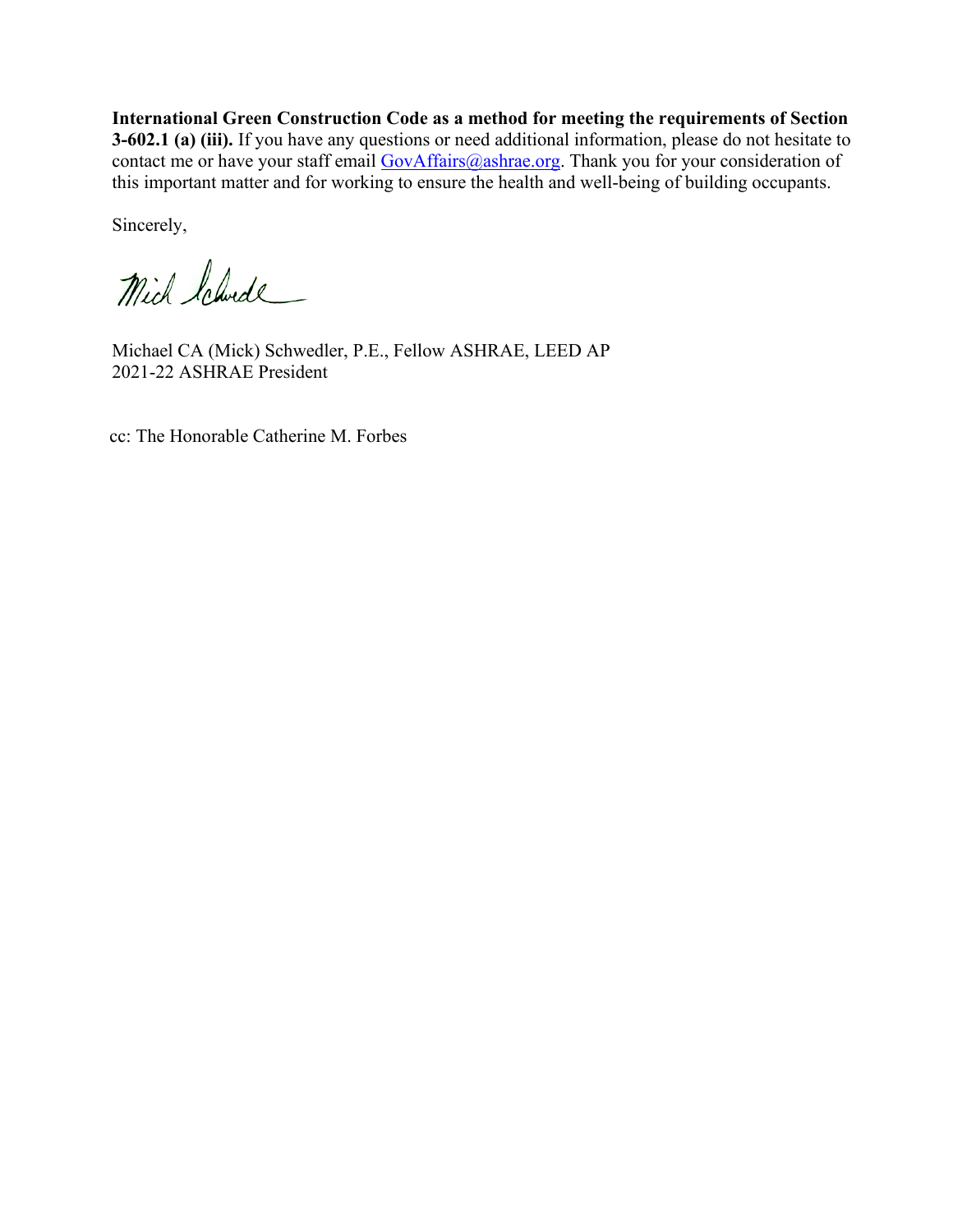**International Green Construction Code as a method for meeting the requirements of Section 3-602.1 (a) (iii).** If you have any questions or need additional information, please do not hesitate to contact me or have your staff email GovAffairs@ashrae.org. Thank you for your consideration of this important matter and for working to ensure the health and well-being of building occupants.

Sincerely,

Mick Schwedler

Michael CA (Mick) Schwedler, P.E., Fellow ASHRAE, LEED AP
2021-22 ASHRAE President

cc: The Honorable Catherine M. Forbes